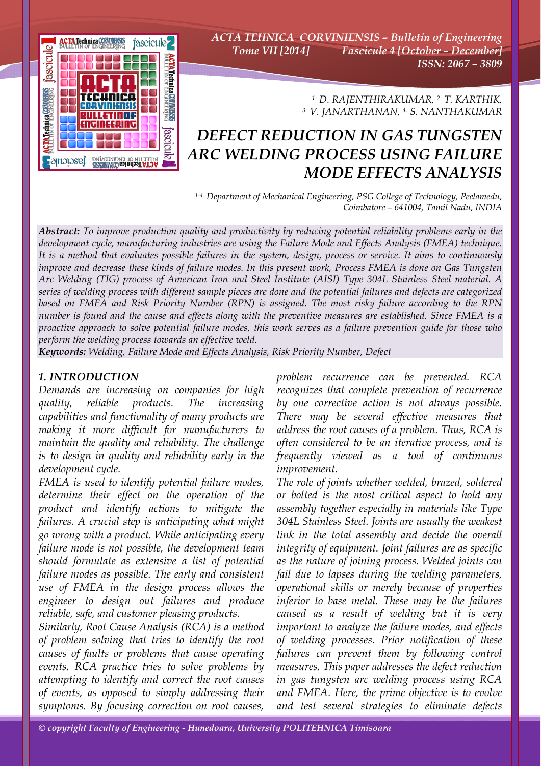# DEFECT REDUCTION IN GAS TUNGSTEN ARC WELDING PROCESS USING FAILURE MODE EFFECTS ANALYSIS

[1.] D. RAJENTHIRAKUMAR, [2.] T. KARTHIK, [3.] V. JANARTHANAN, [4.] S. NANTHAKUMAR

[1-4.] Department of Mechanical Engineering, PSG College of Technology, Peelamedu, Coimbatore – 641004, Tamil Nadu, INDIA

***Abstract:*** *To improve production quality and productivity by reducing potential reliability problems early in the development cycle, manufacturing industries are using the Failure Mode and Effects Analysis (FMEA) technique. It is a method that evaluates possible failures in the system, design, process or service. It aims to continuously improve and decrease these kinds of failure modes. In this present work, Process FMEA is done on Gas Tungsten Arc Welding (TIG) process of American Iron and Steel Institute (AISI) Type 304L Stainless Steel material. A series of welding process with different sample pieces are done and the potential failures and defects are categorized based on FMEA and Risk Priority Number (RPN) is assigned. The most risky failure according to the RPN number is found and the cause and effects along with the preventive measures are established. Since FMEA is a proactive approach to solve potential failure modes, this work serves as a failure prevention guide for those who perform the welding process towards an effective weld.*

***Keywords:*** *Welding, Failure Mode and Effects Analysis, Risk Priority Number, Defect*

## 1. INTRODUCTION

*Demands are increasing on companies for high quality, reliable products. The increasing capabilities and functionality of many products are making it more difficult for manufacturers to maintain the quality and reliability. The challenge is to design in quality and reliability early in the development cycle.*

*FMEA is used to identify potential failure modes, determine their effect on the operation of the product and identify actions to mitigate the failures. A crucial step is anticipating what might go wrong with a product. While anticipating every failure mode is not possible, the development team should formulate as extensive a list of potential failure modes as possible. The early and consistent use of FMEA in the design process allows the engineer to design out failures and produce reliable, safe, and customer pleasing products.*

*Similarly, Root Cause Analysis (RCA) is a method of problem solving that tries to identify the root causes of faults or problems that cause operating events. RCA practice tries to solve problems by attempting to identify and correct the root causes of events, as opposed to simply addressing their symptoms. By focusing correction on root causes, problem recurrence can be prevented. RCA recognizes that complete prevention of recurrence by one corrective action is not always possible. There may be several effective measures that address the root causes of a problem. Thus, RCA is often considered to be an iterative process, and is frequently viewed as a tool of continuous improvement.*

*The role of joints whether welded, brazed, soldered or bolted is the most critical aspect to hold any assembly together especially in materials like Type 304L Stainless Steel. Joints are usually the weakest link in the total assembly and decide the overall integrity of equipment. Joint failures are as specific as the nature of joining process. Welded joints can fail due to lapses during the welding parameters, operational skills or merely because of properties inferior to base metal. These may be the failures caused as a result of welding but it is very important to analyze the failure modes, and effects of welding processes. Prior notification of these failures can prevent them by following control measures. This paper addresses the defect reduction in gas tungsten arc welding process using RCA and FMEA. Here, the prime objective is to evolve and test several strategies to eliminate defects*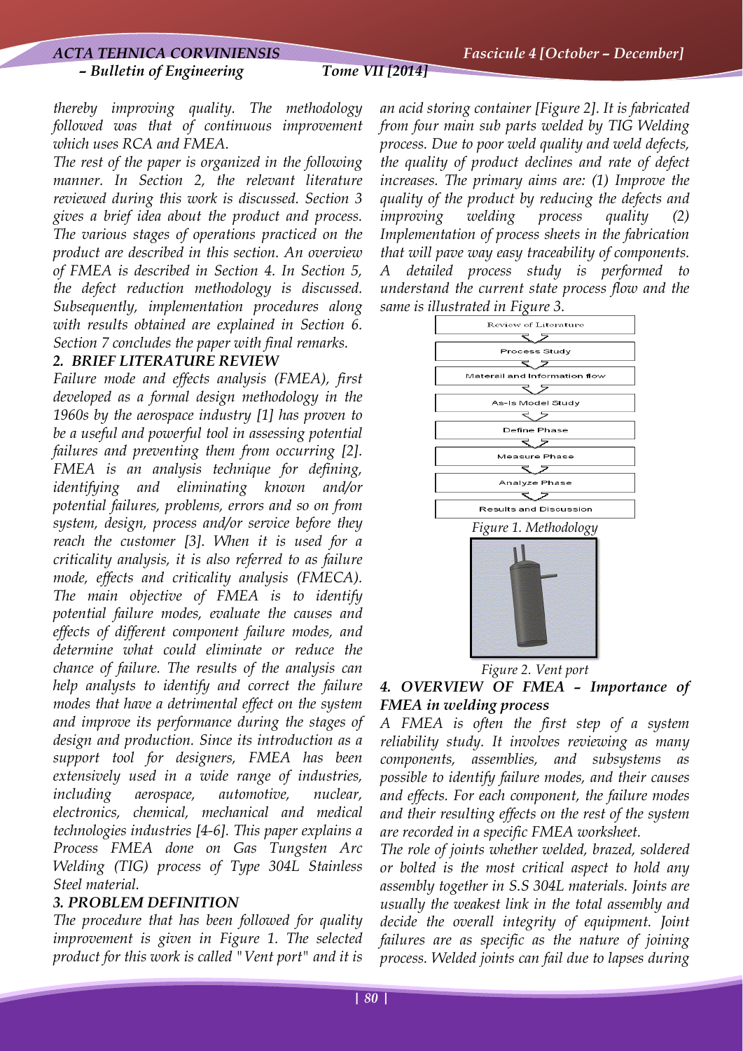*thereby improving quality. The methodology followed was that of continuous improvement which uses RCA and FMEA.*

*The rest of the paper is organized in the following manner. In Section 2, the relevant literature reviewed during this work is discussed. Section 3 gives a brief idea about the product and process. The various stages of operations practiced on the product are described in this section. An overview of FMEA is described in Section 4. In Section 5, the defect reduction methodology is discussed. Subsequently, implementation procedures along with results obtained are explained in Section 6. Section 7 concludes the paper with final remarks.*

## *2. BRIEF LITERATURE REVIEW*

*Failure mode and effects analysis (FMEA), first developed as a formal design methodology in the 1960s by the aerospace industry [1] has proven to be a useful and powerful tool in assessing potential failures and preventing them from occurring [2]. FMEA is an analysis technique for defining, identifying and eliminating known and/or potential failures, problems, errors and so on from system, design, process and/or service before they reach the customer [3]. When it is used for a criticality analysis, it is also referred to as failure mode, effects and criticality analysis (FMECA). The main objective of FMEA is to identify potential failure modes, evaluate the causes and effects of different component failure modes, and determine what could eliminate or reduce the chance of failure. The results of the analysis can help analysts to identify and correct the failure modes that have a detrimental effect on the system and improve its performance during the stages of design and production. Since its introduction as a support tool for designers, FMEA has been extensively used in a wide range of industries, including aerospace, automotive, nuclear, electronics, chemical, mechanical and medical technologies industries [4-6]. This paper explains a Process FMEA done on Gas Tungsten Arc Welding (TIG) process of Type 304L Stainless Steel material.*

## *3. PROBLEM DEFINITION*

*The procedure that has been followed for quality improvement is given in Figure 1. The selected product for this work is called "Vent port" and it is an acid storing container [Figure 2]. It is fabricated from four main sub parts welded by TIG Welding process. Due to poor weld quality and weld defects, the quality of product declines and rate of defect increases. The primary aims are: (1) Improve the quality of the product by reducing the defects and improving welding process quality (2) Implementation of process sheets in the fabrication that will pave way easy traceability of components. A detailed process study is performed to understand the current state process flow and the same is illustrated in Figure 3.*

Review of Literature → Process Study → Materail and Information flow → As-Is Model Study → Define Phase → Measure Phase → Analyze Phase → Results and Discussion

*Figure 1. Methodology*

*Figure 2. Vent port*

## *4. OVERVIEW OF FMEA – Importance of FMEA in welding process*

*A FMEA is often the first step of a system reliability study. It involves reviewing as many components, assemblies, and subsystems as possible to identify failure modes, and their causes and effects. For each component, the failure modes and their resulting effects on the rest of the system are recorded in a specific FMEA worksheet.*

*The role of joints whether welded, brazed, soldered or bolted is the most critical aspect to hold any assembly together in S.S 304L materials. Joints are usually the weakest link in the total assembly and decide the overall integrity of equipment. Joint failures are as specific as the nature of joining process. Welded joints can fail due to lapses during*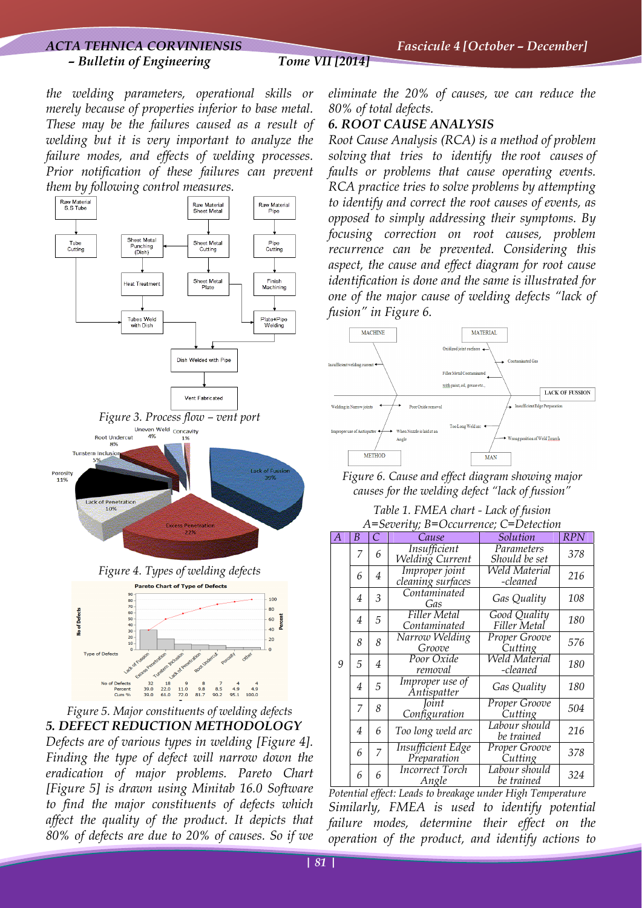the welding parameters, operational skills or merely because of properties inferior to base metal. These may be the failures caused as a result of welding but it is very important to analyze the failure modes, and effects of welding processes. Prior notification of these failures can prevent them by following control measures.

Figure 3. Process flow – vent port

Figure 4. Types of welding defects

Figure 5. Major constituents of welding defects

## 5. DEFECT REDUCTION METHODOLOGY

Defects are of various types in welding [Figure 4]. Finding the type of defect will narrow down the eradication of major problems. Pareto Chart [Figure 5] is drawn using Minitab 16.0 Software to find the major constituents of defects which affect the quality of the product. It depicts that 80% of defects are due to 20% of causes. So if we eliminate the 20% of causes, we can reduce the 80% of total defects.

## 6. ROOT CAUSE ANALYSIS

Root Cause Analysis (RCA) is a method of problem solving that tries to identify the root causes of faults or problems that cause operating events. RCA practice tries to solve problems by attempting to identify and correct the root causes of events, as opposed to simply addressing their symptoms. By focusing correction on root causes, problem recurrence can be prevented. Considering this aspect, the cause and effect diagram for root cause identification is done and the same is illustrated for one of the major cause of welding defects "lack of fusion" in Figure 6.

Figure 6. Cause and effect diagram showing major causes for the welding defect "lack of fussion"

Table 1. FMEA chart - Lack of fusion
A=Severity; B=Occurrence; C=Detection

| A | B | C | Cause | Solution | RPN |
|---|---|---|---|---|---|
| 9 | 7 | 6 | Insufficient Welding Current | Parameters Should be set | 378 |
| | 6 | 4 | Improper joint cleaning surfaces | Weld Material -cleaned | 216 |
| | 4 | 3 | Contaminated Gas | Gas Quality | 108 |
| | 4 | 5 | Filler Metal Contaminated | Good Quality Filler Metal | 180 |
| | 8 | 8 | Narrow Welding Groove | Proper Groove Cutting | 576 |
| | 5 | 4 | Poor Oxide removal | Weld Material -cleaned | 180 |
| | 4 | 5 | Improper use of Antispatter | Gas Quality | 180 |
| | 7 | 8 | Joint Configuration | Proper Groove Cutting | 504 |
| | 4 | 6 | Too long weld arc | Labour should be trained | 216 |
| | 6 | 7 | Insufficient Edge Preparation | Proper Groove Cutting | 378 |
| | 6 | 6 | Incorrect Torch Angle | Labour should be trained | 324 |

Potential effect: Leads to breakage under High Temperature

Similarly, FMEA is used to identify potential failure modes, determine their effect on the operation of the product, and identify actions to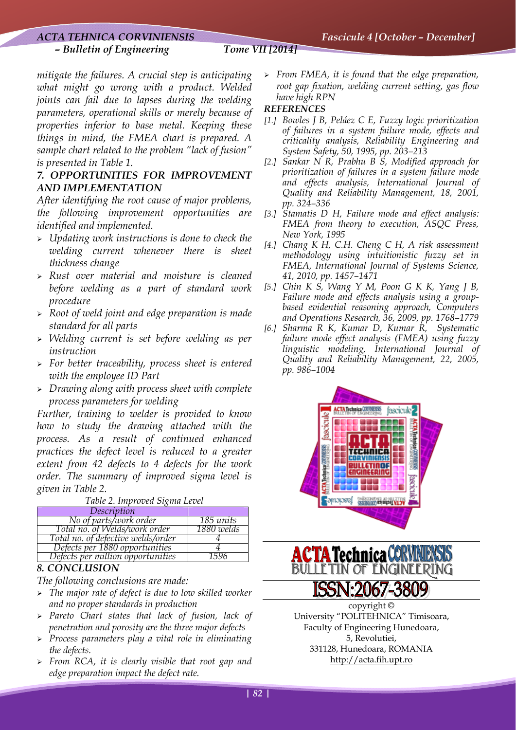*mitigate the failures. A crucial step is anticipating what might go wrong with a product. Welded joints can fail due to lapses during the welding parameters, operational skills or merely because of properties inferior to base metal. Keeping these things in mind, the FMEA chart is prepared. A sample chart related to the problem "lack of fusion" is presented in Table 1.*

## *7. OPPORTUNITIES FOR IMPROVEMENT AND IMPLEMENTATION*

*After identifying the root cause of major problems, the following improvement opportunities are identified and implemented.*

- *Updating work instructions is done to check the welding current whenever there is sheet thickness change*
- *Rust over material and moisture is cleaned before welding as a part of standard work procedure*
- *Root of weld joint and edge preparation is made standard for all parts*
- *Welding current is set before welding as per instruction*
- *For better traceability, process sheet is entered with the employee ID Part*
- *Drawing along with process sheet with complete process parameters for welding*

*Further, training to welder is provided to know how to study the drawing attached with the process. As a result of continued enhanced practices the defect level is reduced to a greater extent from 42 defects to 4 defects for the work order. The summary of improved sigma level is given in Table 2.*

*Table 2. Improved Sigma Level*

| *Description* | |
|---|---|
| *No of parts/work order* | *185 units* |
| *Total no. of Welds/work order* | *1880 welds* |
| *Total no. of defective welds/order* | *4* |
| *Defects per 1880 opportunities* | *4* |
| *Defects per million opportunities* | *1596* |

## *8. CONCLUSION*

*The following conclusions are made:*

- *The major rate of defect is due to low skilled worker and no proper standards in production*
- *Pareto Chart states that lack of fusion, lack of penetration and porosity are the three major defects*
- *Process parameters play a vital role in eliminating the defects.*
- *From RCA, it is clearly visible that root gap and edge preparation impact the defect rate.*
- *From FMEA, it is found that the edge preparation, root gap fixation, welding current setting, gas flow have high RPN*

## *REFERENCES*

- *[1.] Bowles J B, Peláez C E, Fuzzy logic prioritization of failures in a system failure mode, effects and criticality analysis, Reliability Engineering and System Safety, 50, 1995, pp. 203–213*
- *[2.] Sankar N R, Prabhu B S, Modified approach for prioritization of failures in a system failure mode and effects analysis, International Journal of Quality and Reliability Management, 18, 2001, pp. 324–336*
- *[3.] Stamatis D H, Failure mode and effect analysis: FMEA from theory to execution, ASQC Press, New York, 1995*
- *[4.] Chang K H, C.H. Cheng C H, A risk assessment methodology using intuitionistic fuzzy set in FMEA, International Journal of Systems Science, 41, 2010, pp. 1457–1471*
- *[5.] Chin K S, Wang Y M, Poon G K K, Yang J B, Failure mode and effects analysis using a group-based evidential reasoning approach, Computers and Operations Research, 36, 2009, pp. 1768–1779*
- *[6.] Sharma R K, Kumar D, Kumar R, Systematic failure mode effect analysis (FMEA) using fuzzy linguistic modeling, International Journal of Quality and Reliability Management, 22, 2005, pp. 986–1004*

ACTA Technica CORVINIENSIS
BULLETIN OF ENGINEERING

ISSN:2067-3809

copyright ©
University "POLITEHNICA" Timisoara,
Faculty of Engineering Hunedoara,
5, Revolutiei,
331128, Hunedoara, ROMANIA
http://acta.fih.upt.ro